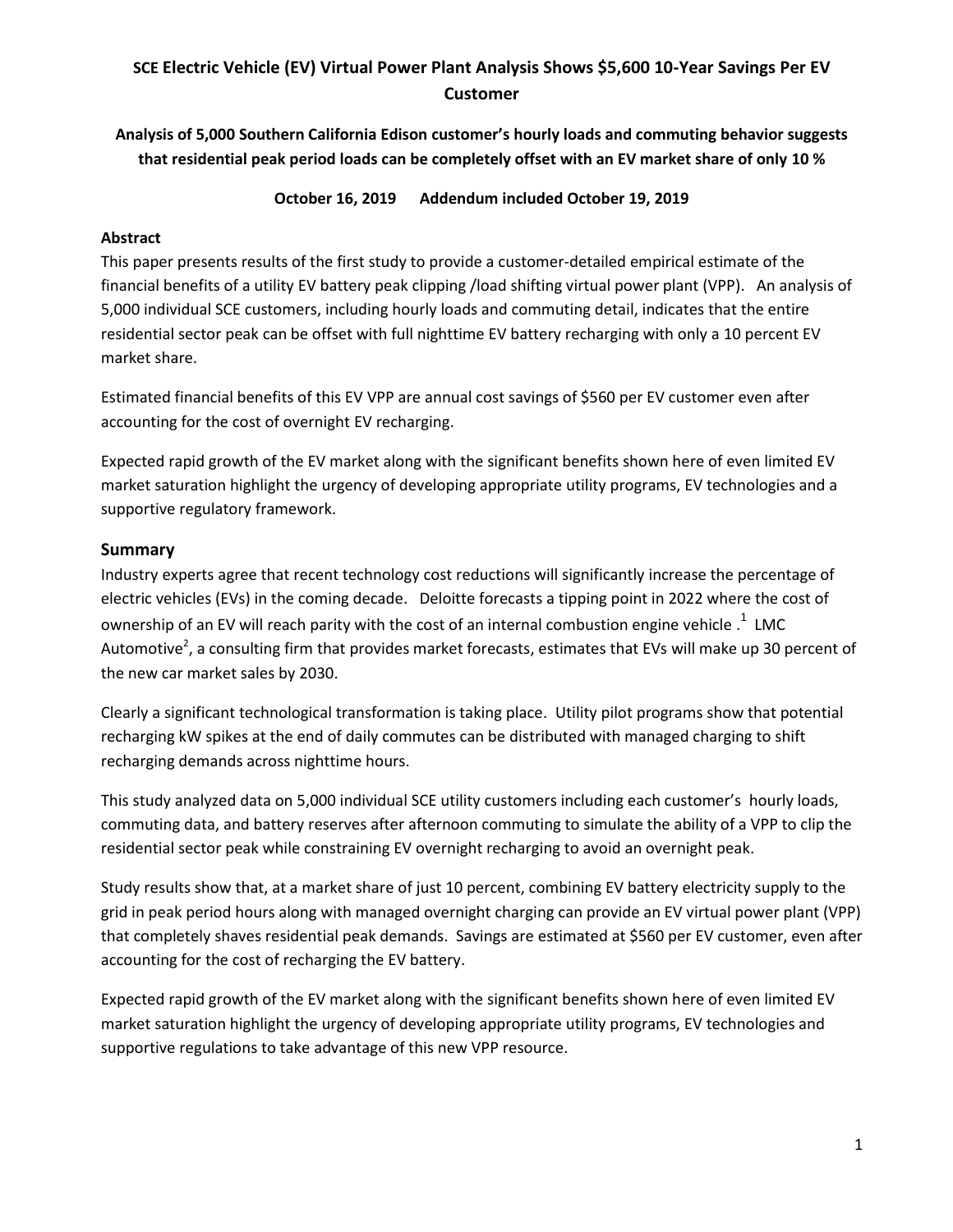# SCE Electric Vehicle (EV) Virtual Power Plant Analysis Shows $5,600 10-Year Savings Per EV Customer

**Analysis of 5,000 Southern California Edison customer's hourly loads and commuting behavior suggests that residential peak period loads can be completely offset with an EV market share of only 10 %**

**October 16, 2019 Addendum included October 19, 2019**

### Abstract

This paper presents results of the first study to provide a customer-detailed empirical estimate of the financial benefits of a utility EV battery peak clipping /load shifting virtual power plant (VPP). An analysis of 5,000 individual SCE customers, including hourly loads and commuting detail, indicates that the entire residential sector peak can be offset with full nighttime EV battery recharging with only a 10 percent EV market share.

Estimated financial benefits of this EV VPP are annual cost savings of $560 per EV customer even after accounting for the cost of overnight EV recharging.

Expected rapid growth of the EV market along with the significant benefits shown here of even limited EV market saturation highlight the urgency of developing appropriate utility programs, EV technologies and a supportive regulatory framework.

## Summary

Industry experts agree that recent technology cost reductions will significantly increase the percentage of electric vehicles (EVs) in the coming decade. Deloitte forecasts a tipping point in 2022 where the cost of ownership of an EV will reach parity with the cost of an internal combustion engine vehicle .[1] LMC Automotive[2], a consulting firm that provides market forecasts, estimates that EVs will make up 30 percent of the new car market sales by 2030.

Clearly a significant technological transformation is taking place. Utility pilot programs show that potential recharging kW spikes at the end of daily commutes can be distributed with managed charging to shift recharging demands across nighttime hours.

This study analyzed data on 5,000 individual SCE utility customers including each customer's hourly loads, commuting data, and battery reserves after afternoon commuting to simulate the ability of a VPP to clip the residential sector peak while constraining EV overnight recharging to avoid an overnight peak.

Study results show that, at a market share of just 10 percent, combining EV battery electricity supply to the grid in peak period hours along with managed overnight charging can provide an EV virtual power plant (VPP) that completely shaves residential peak demands. Savings are estimated at $560 per EV customer, even after accounting for the cost of recharging the EV battery.

Expected rapid growth of the EV market along with the significant benefits shown here of even limited EV market saturation highlight the urgency of developing appropriate utility programs, EV technologies and supportive regulations to take advantage of this new VPP resource.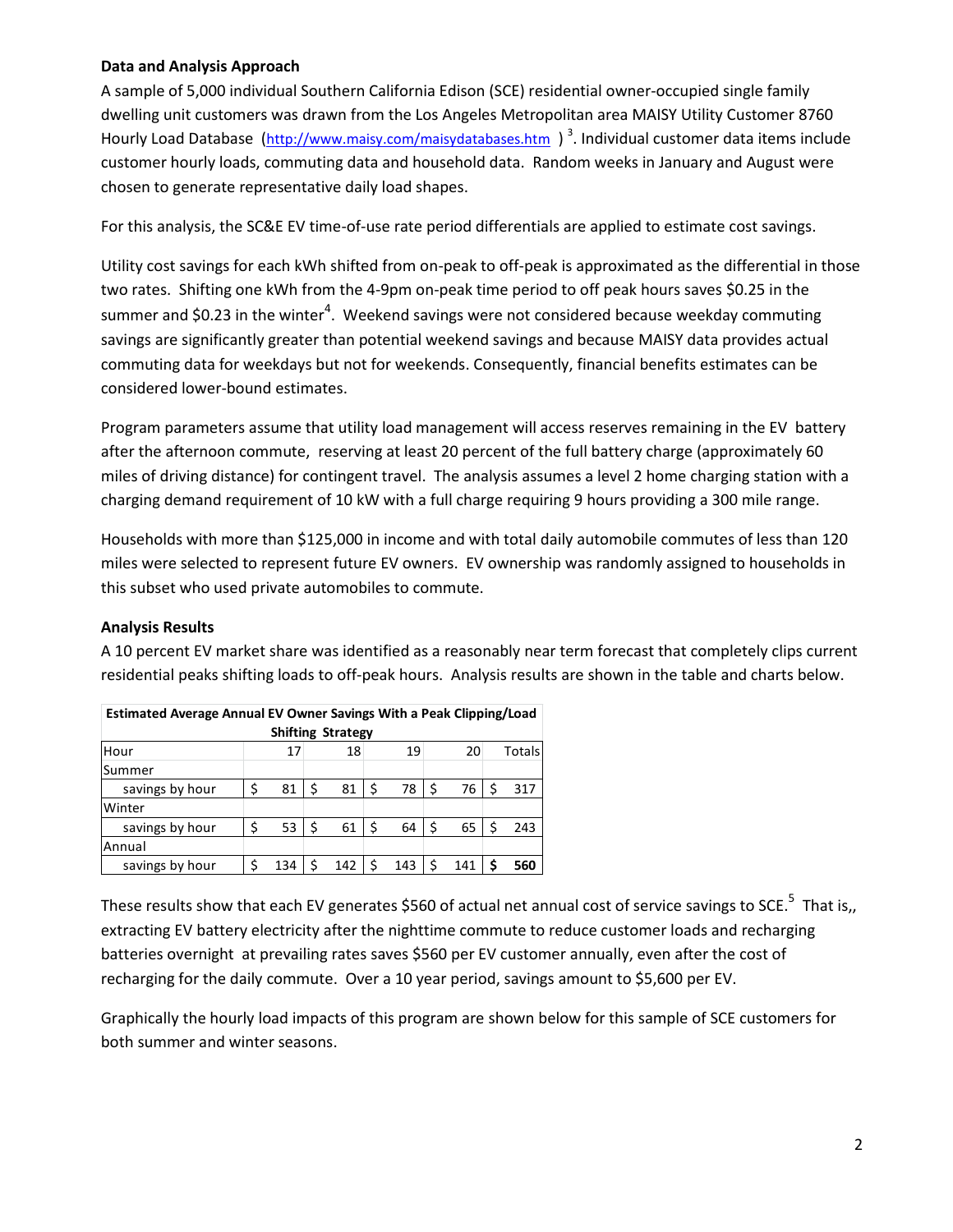**Data and Analysis Approach**

A sample of 5,000 individual Southern California Edison (SCE) residential owner-occupied single family dwelling unit customers was drawn from the Los Angeles Metropolitan area MAISY Utility Customer 8760 Hourly Load Database (http://www.maisy.com/maisydatabases.htm )[3]. Individual customer data items include customer hourly loads, commuting data and household data. Random weeks in January and August were chosen to generate representative daily load shapes.

For this analysis, the SC&E EV time-of-use rate period differentials are applied to estimate cost savings.

Utility cost savings for each kWh shifted from on-peak to off-peak is approximated as the differential in those two rates. Shifting one kWh from the 4-9pm on-peak time period to off peak hours saves $0.25 in the summer and $0.23 in the winter[4]. Weekend savings were not considered because weekday commuting savings are significantly greater than potential weekend savings and because MAISY data provides actual commuting data for weekdays but not for weekends. Consequently, financial benefits estimates can be considered lower-bound estimates.

Program parameters assume that utility load management will access reserves remaining in the EV battery after the afternoon commute, reserving at least 20 percent of the full battery charge (approximately 60 miles of driving distance) for contingent travel. The analysis assumes a level 2 home charging station with a charging demand requirement of 10 kW with a full charge requiring 9 hours providing a 300 mile range.

Households with more than $125,000 in income and with total daily automobile commutes of less than 120 miles were selected to represent future EV owners. EV ownership was randomly assigned to households in this subset who used private automobiles to commute.

**Analysis Results**

A 10 percent EV market share was identified as a reasonably near term forecast that completely clips current residential peaks shifting loads to off-peak hours. Analysis results are shown in the table and charts below.

**Estimated Average Annual EV Owner Savings With a Peak Clipping/Load Shifting Strategy**

| Hour | 17 | 18 | 19 | 20 | Totals |
|---|---|---|---|---|---|
| Summer | | | | | |
| savings by hour | $ 81 | $ 81 | $ 78 | $ 76 | $ 317 |
| Winter | | | | | |
| savings by hour | $ 53 | $ 61 | $ 64 | $ 65 | $ 243 |
| Annual | | | | | |
| savings by hour | $ 134 | $ 142 | $ 143 | $ 141 | **$ 560** |

These results show that each EV generates $560 of actual net annual cost of service savings to SCE.[5] That is,, extracting EV battery electricity after the nighttime commute to reduce customer loads and recharging batteries overnight at prevailing rates saves $560 per EV customer annually, even after the cost of recharging for the daily commute. Over a 10 year period, savings amount to $5,600 per EV.

Graphically the hourly load impacts of this program are shown below for this sample of SCE customers for both summer and winter seasons.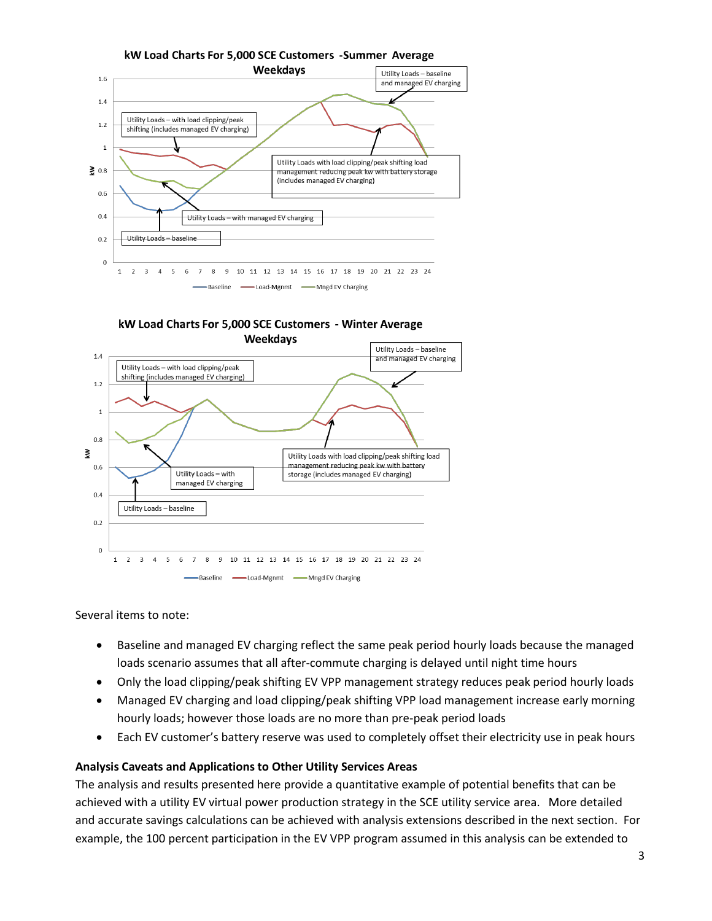**kW Load Charts For 5,000 SCE Customers -Summer Average Weekdays**

**kW Load Charts For 5,000 SCE Customers - Winter Average Weekdays**

Several items to note:

- Baseline and managed EV charging reflect the same peak period hourly loads because the managed loads scenario assumes that all after-commute charging is delayed until night time hours
- Only the load clipping/peak shifting EV VPP management strategy reduces peak period hourly loads
- Managed EV charging and load clipping/peak shifting VPP load management increase early morning hourly loads; however those loads are no more than pre-peak period loads
- Each EV customer's battery reserve was used to completely offset their electricity use in peak hours

### Analysis Caveats and Applications to Other Utility Services Areas

The analysis and results presented here provide a quantitative example of potential benefits that can be achieved with a utility EV virtual power production strategy in the SCE utility service area. More detailed and accurate savings calculations can be achieved with analysis extensions described in the next section. For example, the 100 percent participation in the EV VPP program assumed in this analysis can be extended to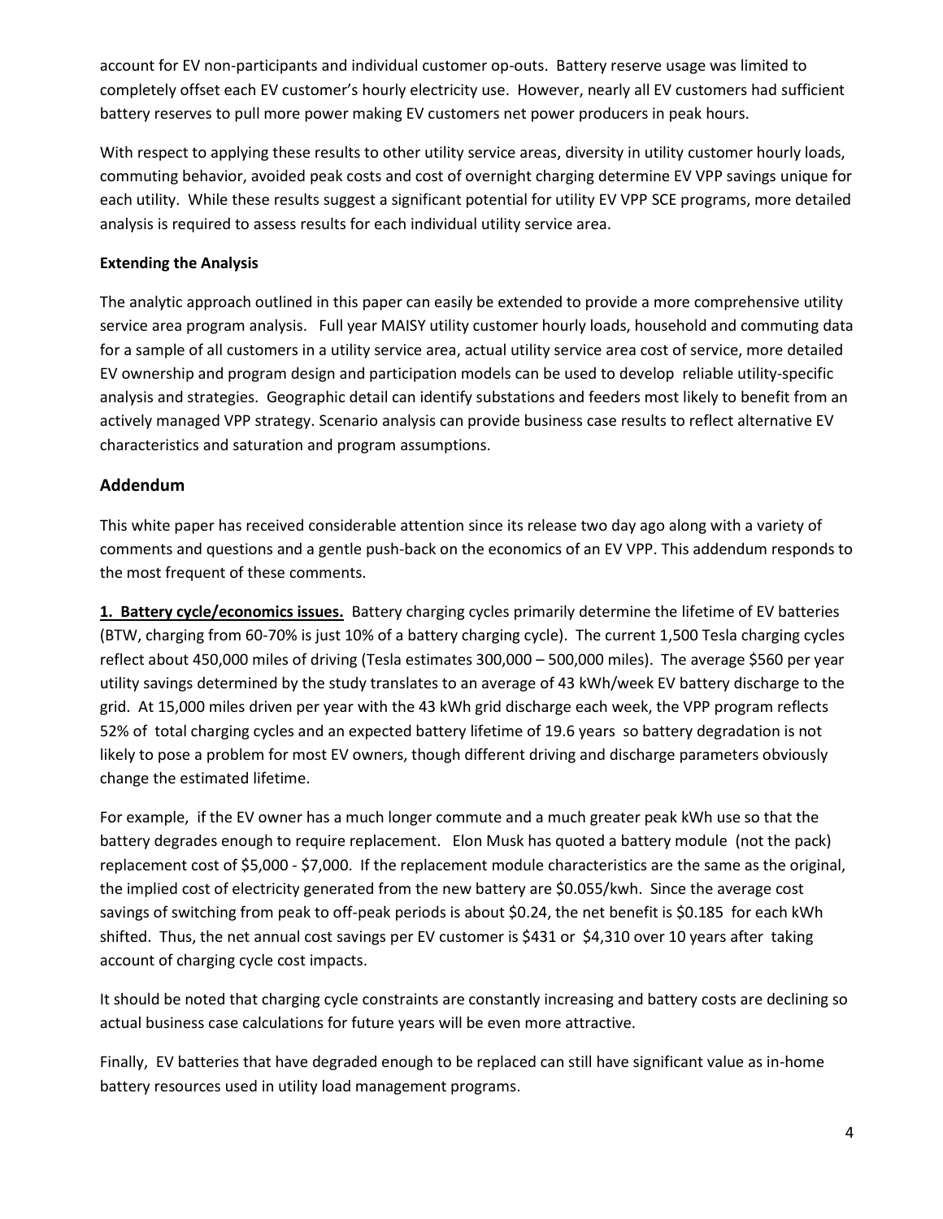account for EV non-participants and individual customer op-outs. Battery reserve usage was limited to completely offset each EV customer's hourly electricity use. However, nearly all EV customers had sufficient battery reserves to pull more power making EV customers net power producers in peak hours.

With respect to applying these results to other utility service areas, diversity in utility customer hourly loads, commuting behavior, avoided peak costs and cost of overnight charging determine EV VPP savings unique for each utility. While these results suggest a significant potential for utility EV VPP SCE programs, more detailed analysis is required to assess results for each individual utility service area.

**Extending the Analysis**

The analytic approach outlined in this paper can easily be extended to provide a more comprehensive utility service area program analysis. Full year MAISY utility customer hourly loads, household and commuting data for a sample of all customers in a utility service area, actual utility service area cost of service, more detailed EV ownership and program design and participation models can be used to develop reliable utility-specific analysis and strategies. Geographic detail can identify substations and feeders most likely to benefit from an actively managed VPP strategy. Scenario analysis can provide business case results to reflect alternative EV characteristics and saturation and program assumptions.

## Addendum

This white paper has received considerable attention since its release two day ago along with a variety of comments and questions and a gentle push-back on the economics of an EV VPP. This addendum responds to the most frequent of these comments.

**1. Battery cycle/economics issues.** Battery charging cycles primarily determine the lifetime of EV batteries (BTW, charging from 60-70% is just 10% of a battery charging cycle). The current 1,500 Tesla charging cycles reflect about 450,000 miles of driving (Tesla estimates 300,000 – 500,000 miles). The average $560 per year utility savings determined by the study translates to an average of 43 kWh/week EV battery discharge to the grid. At 15,000 miles driven per year with the 43 kWh grid discharge each week, the VPP program reflects 52% of total charging cycles and an expected battery lifetime of 19.6 years so battery degradation is not likely to pose a problem for most EV owners, though different driving and discharge parameters obviously change the estimated lifetime.

For example, if the EV owner has a much longer commute and a much greater peak kWh use so that the battery degrades enough to require replacement. Elon Musk has quoted a battery module (not the pack) replacement cost of $5,000 - $7,000. If the replacement module characteristics are the same as the original, the implied cost of electricity generated from the new battery are $0.055/kwh. Since the average cost savings of switching from peak to off-peak periods is about $0.24, the net benefit is $0.185 for each kWh shifted. Thus, the net annual cost savings per EV customer is $431 or $4,310 over 10 years after taking account of charging cycle cost impacts.

It should be noted that charging cycle constraints are constantly increasing and battery costs are declining so actual business case calculations for future years will be even more attractive.

Finally, EV batteries that have degraded enough to be replaced can still have significant value as in-home battery resources used in utility load management programs.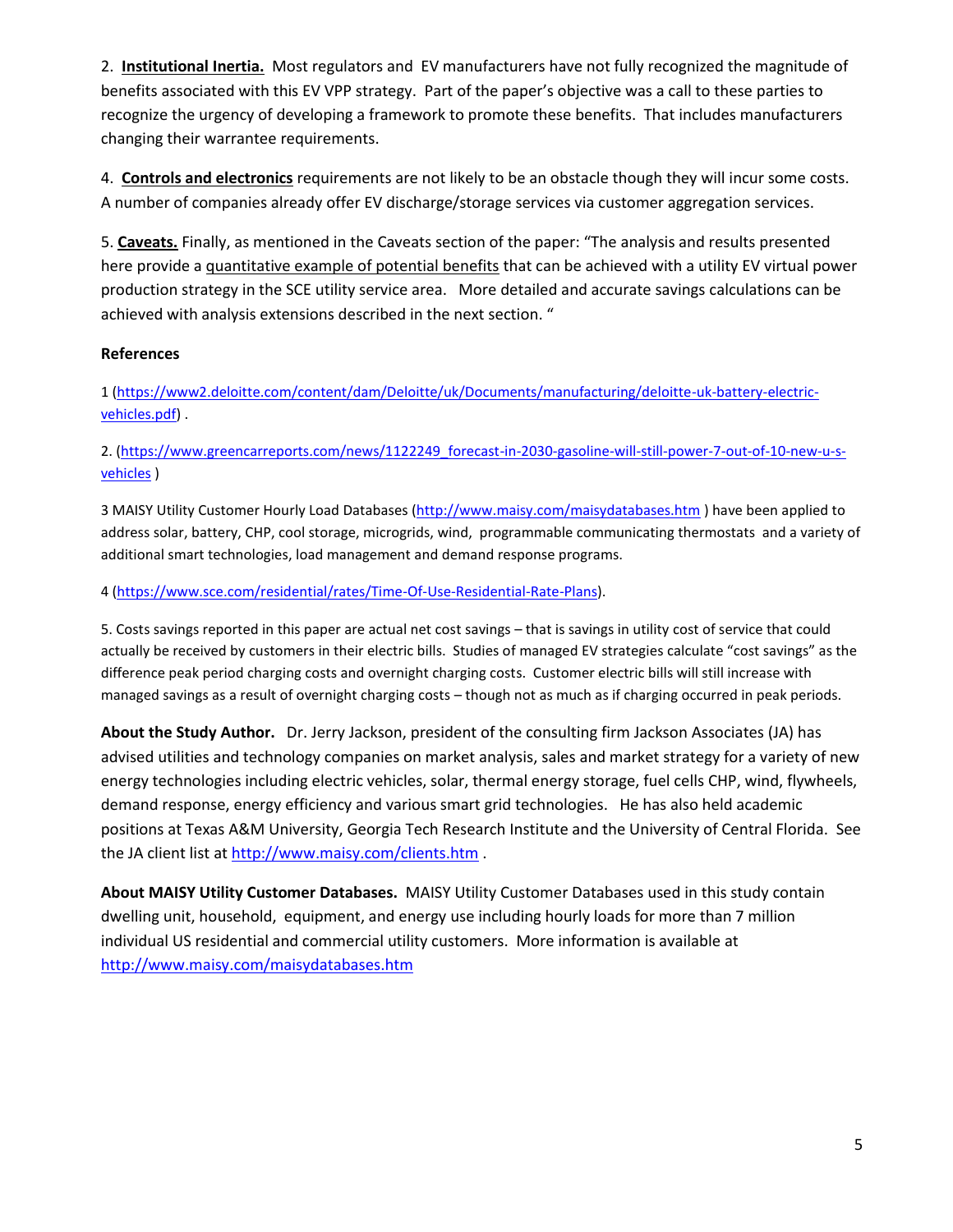2. **Institutional Inertia.** Most regulators and EV manufacturers have not fully recognized the magnitude of benefits associated with this EV VPP strategy. Part of the paper's objective was a call to these parties to recognize the urgency of developing a framework to promote these benefits. That includes manufacturers changing their warrantee requirements.

4. **Controls and electronics** requirements are not likely to be an obstacle though they will incur some costs. A number of companies already offer EV discharge/storage services via customer aggregation services.

5. **Caveats.** Finally, as mentioned in the Caveats section of the paper: "The analysis and results presented here provide a quantitative example of potential benefits that can be achieved with a utility EV virtual power production strategy in the SCE utility service area. More detailed and accurate savings calculations can be achieved with analysis extensions described in the next section. "

**References**

1 (https://www2.deloitte.com/content/dam/Deloitte/uk/Documents/manufacturing/deloitte-uk-battery-electric-vehicles.pdf) .

2. (https://www.greencarreports.com/news/1122249_forecast-in-2030-gasoline-will-still-power-7-out-of-10-new-u-s-vehicles )

3 MAISY Utility Customer Hourly Load Databases (http://www.maisy.com/maisydatabases.htm ) have been applied to address solar, battery, CHP, cool storage, microgrids, wind, programmable communicating thermostats and a variety of additional smart technologies, load management and demand response programs.

4 (https://www.sce.com/residential/rates/Time-Of-Use-Residential-Rate-Plans).

5. Costs savings reported in this paper are actual net cost savings – that is savings in utility cost of service that could actually be received by customers in their electric bills. Studies of managed EV strategies calculate "cost savings" as the difference peak period charging costs and overnight charging costs. Customer electric bills will still increase with managed savings as a result of overnight charging costs – though not as much as if charging occurred in peak periods.

**About the Study Author.** Dr. Jerry Jackson, president of the consulting firm Jackson Associates (JA) has advised utilities and technology companies on market analysis, sales and market strategy for a variety of new energy technologies including electric vehicles, solar, thermal energy storage, fuel cells CHP, wind, flywheels, demand response, energy efficiency and various smart grid technologies. He has also held academic positions at Texas A&M University, Georgia Tech Research Institute and the University of Central Florida. See the JA client list at http://www.maisy.com/clients.htm .

**About MAISY Utility Customer Databases.** MAISY Utility Customer Databases used in this study contain dwelling unit, household, equipment, and energy use including hourly loads for more than 7 million individual US residential and commercial utility customers. More information is available at http://www.maisy.com/maisydatabases.htm